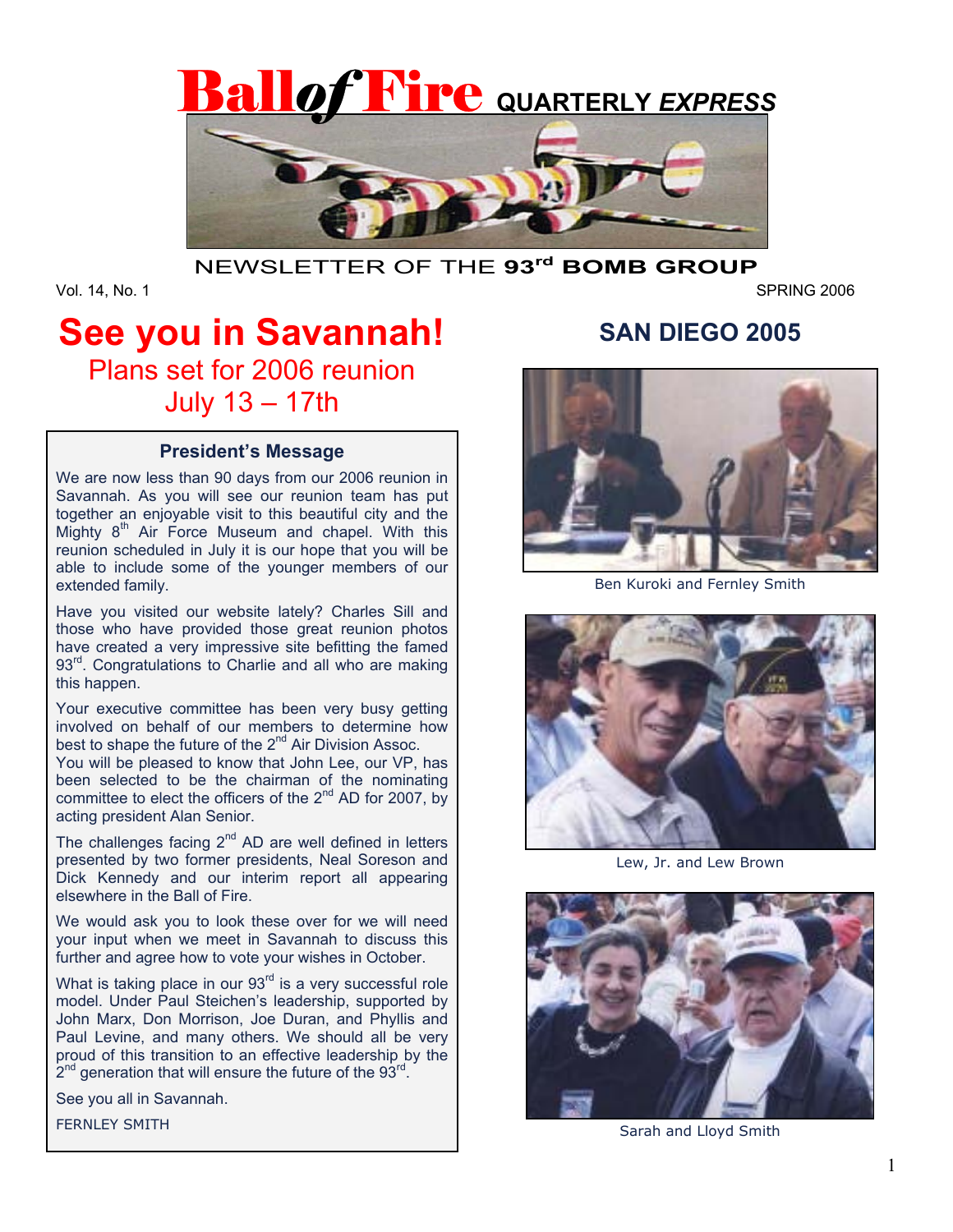# Ball of Fire QUARTERLY *EXPRESS*

NEWSLETTER OF THE **93rd BOMB GROUP**

Vol. 14, No. 1 SPRING 2006

# See you in Savannah!

## Plans set for 2006 reunion July 13 – 17th

### President's Message

We are now less than 90 days from our 2006 reunion in Savannah. As you will see our reunion team has put together an enjoyable visit to this beautiful city and the Mighty 8th Air Force Museum and chapel. With this reunion scheduled in July it is our hope that you will be able to include some of the younger members of our extended family.

Have you visited our website lately? Charles Sill and those who have provided those great reunion photos have created a very impressive site befitting the famed 93rd. Congratulations to Charlie and all who are making this happen.

Your executive committee has been very busy getting involved on behalf of our members to determine how best to shape the future of the 2nd Air Division Assoc. You will be pleased to know that John Lee, our VP, has been selected to be the chairman of the nominating committee to elect the officers of the 2nd AD for 2007, by acting president Alan Senior.

The challenges facing 2nd AD are well defined in letters presented by two former presidents, Neal Soreson and Dick Kennedy and our interim report all appearing elsewhere in the Ball of Fire.

We would ask you to look these over for we will need your input when we meet in Savannah to discuss this further and agree how to vote your wishes in October.

What is taking place in our 93rd is a very successful role model. Under Paul Steichen's leadership, supported by John Marx, Don Morrison, Joe Duran, and Phyllis and Paul Levine, and many others. We should all be very proud of this transition to an effective leadership by the 2nd generation that will ensure the future of the 93rd.

See you all in Savannah.

FERNLEY SMITH

## SAN DIEGO 2005

Ben Kuroki and Fernley Smith

Lew, Jr. and Lew Brown

Sarah and Lloyd Smith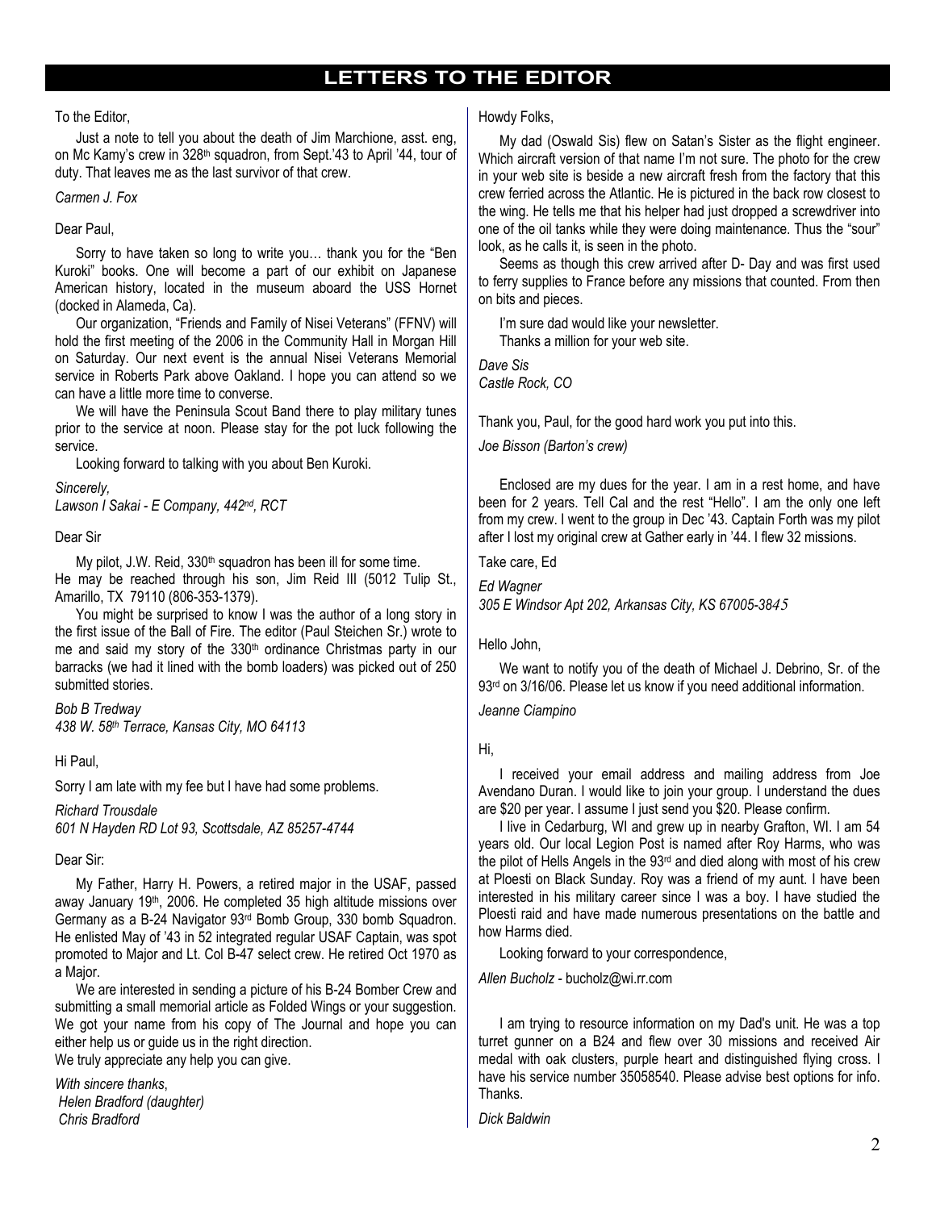# LETTERS TO THE EDITOR

To the Editor,

Just a note to tell you about the death of Jim Marchione, asst. eng, on Mc Kamy's crew in 328th squadron, from Sept.'43 to April '44, tour of duty. That leaves me as the last survivor of that crew.

*Carmen J. Fox*

Dear Paul,

Sorry to have taken so long to write you… thank you for the "Ben Kuroki" books. One will become a part of our exhibit on Japanese American history, located in the museum aboard the USS Hornet (docked in Alameda, Ca).

Our organization, "Friends and Family of Nisei Veterans" (FFNV) will hold the first meeting of the 2006 in the Community Hall in Morgan Hill on Saturday. Our next event is the annual Nisei Veterans Memorial service in Roberts Park above Oakland. I hope you can attend so we can have a little more time to converse.

We will have the Peninsula Scout Band there to play military tunes prior to the service at noon. Please stay for the pot luck following the service.

Looking forward to talking with you about Ben Kuroki.

*Sincerely,*
*Lawson I Sakai - E Company, 442nd, RCT*

Dear Sir

My pilot, J.W. Reid, 330th squadron has been ill for some time.
He may be reached through his son, Jim Reid III (5012 Tulip St., Amarillo, TX 79110 (806-353-1379).

You might be surprised to know I was the author of a long story in the first issue of the Ball of Fire. The editor (Paul Steichen Sr.) wrote to me and said my story of the 330th ordinance Christmas party in our barracks (we had it lined with the bomb loaders) was picked out of 250 submitted stories.

*Bob B Tredway*
*438 W. 58th Terrace, Kansas City, MO 64113*

Hi Paul,

Sorry I am late with my fee but I have had some problems.

*Richard Trousdale*
*601 N Hayden RD Lot 93, Scottsdale, AZ 85257-4744*

Dear Sir:

My Father, Harry H. Powers, a retired major in the USAF, passed away January 19th, 2006. He completed 35 high altitude missions over Germany as a B-24 Navigator 93rd Bomb Group, 330 bomb Squadron. He enlisted May of '43 in 52 integrated regular USAF Captain, was spot promoted to Major and Lt. Col B-47 select crew. He retired Oct 1970 as a Major.

We are interested in sending a picture of his B-24 Bomber Crew and submitting a small memorial article as Folded Wings or your suggestion. We got your name from his copy of The Journal and hope you can either help us or guide us in the right direction.
We truly appreciate any help you can give.

*With sincere thanks*,
*Helen Bradford (daughter)*
*Chris Bradford*

Howdy Folks,

My dad (Oswald Sis) flew on Satan's Sister as the flight engineer. Which aircraft version of that name I'm not sure. The photo for the crew in your web site is beside a new aircraft fresh from the factory that this crew ferried across the Atlantic. He is pictured in the back row closest to the wing. He tells me that his helper had just dropped a screwdriver into one of the oil tanks while they were doing maintenance. Thus the "sour" look, as he calls it, is seen in the photo.

Seems as though this crew arrived after D- Day and was first used to ferry supplies to France before any missions that counted. From then on bits and pieces.

I'm sure dad would like your newsletter.
Thanks a million for your web site.

*Dave Sis*
*Castle Rock, CO*

Thank you, Paul, for the good hard work you put into this.

*Joe Bisson (Barton's crew)*

Enclosed are my dues for the year. I am in a rest home, and have been for 2 years. Tell Cal and the rest "Hello". I am the only one left from my crew. I went to the group in Dec '43. Captain Forth was my pilot after I lost my original crew at Gather early in '44. I flew 32 missions.

Take care, Ed

*Ed Wagner*
*305 E Windsor Apt 202, Arkansas City, KS 67005-3845*

Hello John,

We want to notify you of the death of Michael J. Debrino, Sr. of the 93rd on 3/16/06. Please let us know if you need additional information.

*Jeanne Ciampino*

Hi,

I received your email address and mailing address from Joe Avendano Duran. I would like to join your group. I understand the dues are $20 per year. I assume I just send you $20. Please confirm.

I live in Cedarburg, WI and grew up in nearby Grafton, WI. I am 54 years old. Our local Legion Post is named after Roy Harms, who was the pilot of Hells Angels in the 93rd and died along with most of his crew at Ploesti on Black Sunday. Roy was a friend of my aunt. I have been interested in his military career since I was a boy. I have studied the Ploesti raid and have made numerous presentations on the battle and how Harms died.

Looking forward to your correspondence,

*Allen Bucholz* - bucholz@wi.rr.com

I am trying to resource information on my Dad's unit. He was a top turret gunner on a B24 and flew over 30 missions and received Air medal with oak clusters, purple heart and distinguished flying cross. I have his service number 35058540. Please advise best options for info. Thanks.

*Dick Baldwin*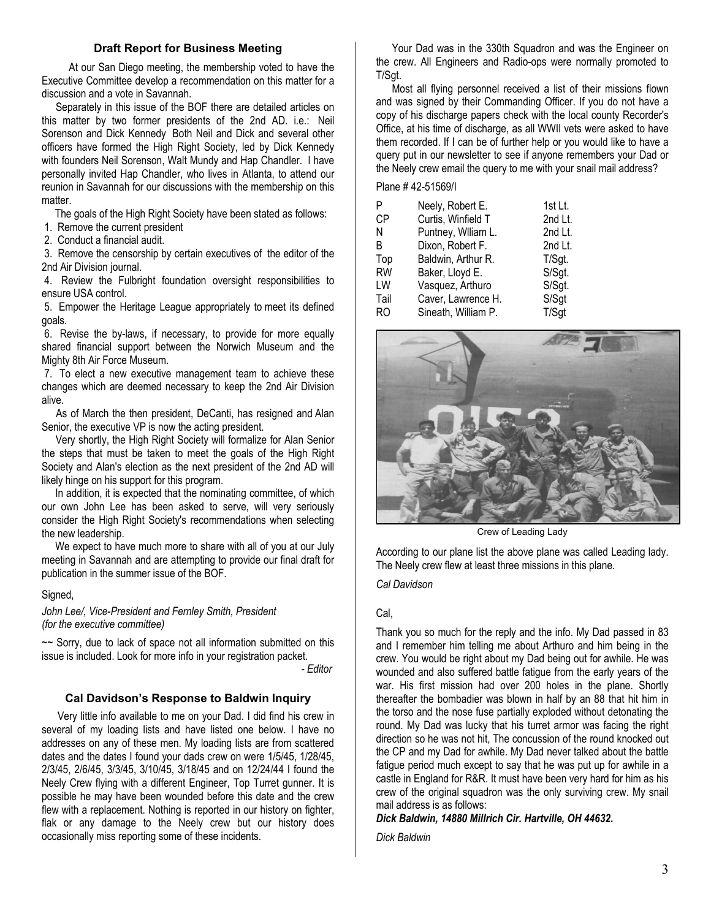### Draft Report for Business Meeting

At our San Diego meeting, the membership voted to have the Executive Committee develop a recommendation on this matter for a discussion and a vote in Savannah.

Separately in this issue of the BOF there are detailed articles on this matter by two former presidents of the 2nd AD. i.e.: Neil Sorenson and Dick Kennedy Both Neil and Dick and several other officers have formed the High Right Society, led by Dick Kennedy with founders Neil Sorenson, Walt Mundy and Hap Chandler. I have personally invited Hap Chandler, who lives in Atlanta, to attend our reunion in Savannah for our discussions with the membership on this matter.

The goals of the High Right Society have been stated as follows:

1. Remove the current president
2. Conduct a financial audit.
3. Remove the censorship by certain executives of the editor of the 2nd Air Division journal.
4. Review the Fulbright foundation oversight responsibilities to ensure USA control.
5. Empower the Heritage League appropriately to meet its defined goals.
6. Revise the by-laws, if necessary, to provide for more equally shared financial support between the Norwich Museum and the Mighty 8th Air Force Museum.
7. To elect a new executive management team to achieve these changes which are deemed necessary to keep the 2nd Air Division alive.

As of March the then president, DeCanti, has resigned and Alan Senior, the executive VP is now the acting president.

Very shortly, the High Right Society will formalize for Alan Senior the steps that must be taken to meet the goals of the High Right Society and Alan's election as the next president of the 2nd AD will likely hinge on his support for this program.

In addition, it is expected that the nominating committee, of which our own John Lee has been asked to serve, will very seriously consider the High Right Society's recommendations when selecting the new leadership.

We expect to have much more to share with all of you at our July meeting in Savannah and are attempting to provide our final draft for publication in the summer issue of the BOF.

Signed,

*John Lee/, Vice-President and Fernley Smith, President (for the executive committee)*

~~ Sorry, due to lack of space not all information submitted on this issue is included. Look for more info in your registration packet.

*- Editor*

### Cal Davidson's Response to Baldwin Inquiry

Very little info available to me on your Dad. I did find his crew in several of my loading lists and have listed one below. I have no addresses on any of these men. My loading lists are from scattered dates and the dates I found your dads crew on were 1/5/45, 1/28/45, 2/3/45, 2/6/45, 3/3/45, 3/10/45, 3/18/45 and on 12/24/44 I found the Neely Crew flying with a different Engineer, Top Turret gunner. It is possible he may have been wounded before this date and the crew flew with a replacement. Nothing is reported in our history on fighter, flak or any damage to the Neely crew but our history does occasionally miss reporting some of these incidents.

Your Dad was in the 330th Squadron and was the Engineer on the crew. All Engineers and Radio-ops were normally promoted to T/Sgt.

Most all flying personnel received a list of their missions flown and was signed by their Commanding Officer. If you do not have a copy of his discharge papers check with the local county Recorder's Office, at his time of discharge, as all WWII vets were asked to have them recorded. If I can be of further help or you would like to have a query put in our newsletter to see if anyone remembers your Dad or the Neely crew email the query to me with your snail mail address?

Plane # 42-51569/I

| | | |
|---|---|---|
| P | Neely, Robert E. | 1st Lt. |
| CP | Curtis, Winfield T | 2nd Lt. |
| N | Puntney, Wlliam L. | 2nd Lt. |
| B | Dixon, Robert F. | 2nd Lt. |
| Top | Baldwin, Arthur R. | T/Sgt. |
| RW | Baker, Lloyd E. | S/Sgt. |
| LW | Vasquez, Arthuro | S/Sgt. |
| Tail | Caver, Lawrence H. | S/Sgt |
| RO | Sineath, William P. | T/Sgt |

Crew of Leading Lady

According to our plane list the above plane was called Leading lady. The Neely crew flew at least three missions in this plane.

*Cal Davidson*

Cal,

Thank you so much for the reply and the info. My Dad passed in 83 and I remember him telling me about Arthuro and him being in the crew. You would be right about my Dad being out for awhile. He was wounded and also suffered battle fatigue from the early years of the war. His first mission had over 200 holes in the plane. Shortly thereafter the bombadier was blown in half by an 88 that hit him in the torso and the nose fuse partially exploded without detonating the round. My Dad was lucky that his turret armor was facing the right direction so he was not hit, The concussion of the round knocked out the CP and my Dad for awhile. My Dad never talked about the battle fatigue period much except to say that he was put up for awhile in a castle in England for R&R. It must have been very hard for him as his crew of the original squadron was the only surviving crew. My snail mail address is as follows:

***Dick Baldwin, 14880 Millrich Cir. Hartville, OH 44632.***

*Dick Baldwin*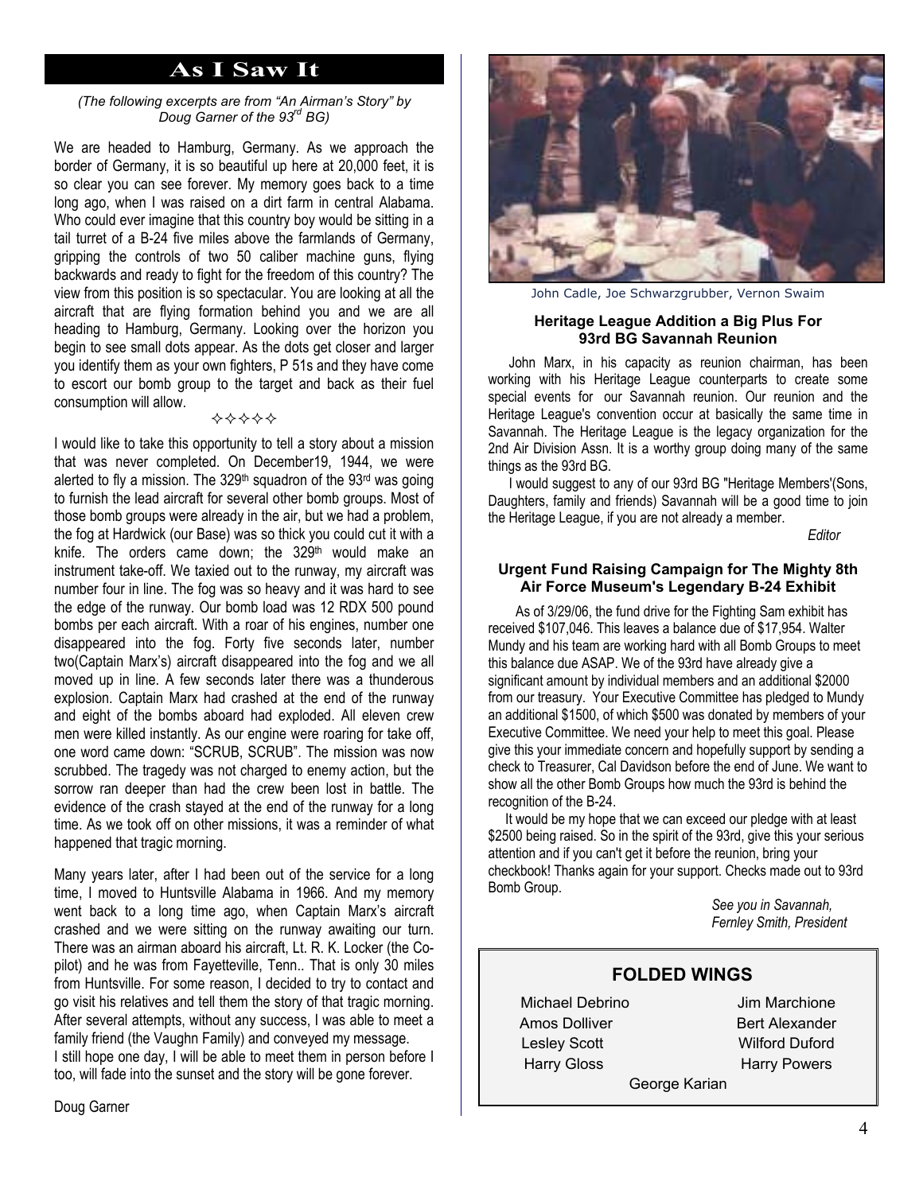## As I Saw It

*(The following excerpts are from "An Airman's Story" by Doug Garner of the 93rd BG)*

We are headed to Hamburg, Germany. As we approach the border of Germany, it is so beautiful up here at 20,000 feet, it is so clear you can see forever. My memory goes back to a time long ago, when I was raised on a dirt farm in central Alabama. Who could ever imagine that this country boy would be sitting in a tail turret of a B-24 five miles above the farmlands of Germany, gripping the controls of two 50 caliber machine guns, flying backwards and ready to fight for the freedom of this country? The view from this position is so spectacular. You are looking at all the aircraft that are flying formation behind you and we are all heading to Hamburg, Germany. Looking over the horizon you begin to see small dots appear. As the dots get closer and larger you identify them as your own fighters, P 51s and they have come to escort our bomb group to the target and back as their fuel consumption will allow.

✧✧✧✧✧

I would like to take this opportunity to tell a story about a mission that was never completed. On December19, 1944, we were alerted to fly a mission. The 329th squadron of the 93rd was going to furnish the lead aircraft for several other bomb groups. Most of those bomb groups were already in the air, but we had a problem, the fog at Hardwick (our Base) was so thick you could cut it with a knife. The orders came down; the 329th would make an instrument take-off. We taxied out to the runway, my aircraft was number four in line. The fog was so heavy and it was hard to see the edge of the runway. Our bomb load was 12 RDX 500 pound bombs per each aircraft. With a roar of his engines, number one disappeared into the fog. Forty five seconds later, number two(Captain Marx's) aircraft disappeared into the fog and we all moved up in line. A few seconds later there was a thunderous explosion. Captain Marx had crashed at the end of the runway and eight of the bombs aboard had exploded. All eleven crew men were killed instantly. As our engine were roaring for take off, one word came down: "SCRUB, SCRUB". The mission was now scrubbed. The tragedy was not charged to enemy action, but the sorrow ran deeper than had the crew been lost in battle. The evidence of the crash stayed at the end of the runway for a long time. As we took off on other missions, it was a reminder of what happened that tragic morning.

Many years later, after I had been out of the service for a long time, I moved to Huntsville Alabama in 1966. And my memory went back to a long time ago, when Captain Marx's aircraft crashed and we were sitting on the runway awaiting our turn. There was an airman aboard his aircraft, Lt. R. K. Locker (the Co-pilot) and he was from Fayetteville, Tenn.. That is only 30 miles from Huntsville. For some reason, I decided to try to contact and go visit his relatives and tell them the story of that tragic morning. After several attempts, without any success, I was able to meet a family friend (the Vaughn Family) and conveyed my message.
I still hope one day, I will be able to meet them in person before I too, will fade into the sunset and the story will be gone forever.

Doug Garner

John Cadle, Joe Schwarzgrubber, Vernon Swaim

### Heritage League Addition a Big Plus For 93rd BG Savannah Reunion

John Marx, in his capacity as reunion chairman, has been working with his Heritage League counterparts to create some special events for our Savannah reunion. Our reunion and the Heritage League's convention occur at basically the same time in Savannah. The Heritage League is the legacy organization for the 2nd Air Division Assn. It is a worthy group doing many of the same things as the 93rd BG.

I would suggest to any of our 93rd BG "Heritage Members'(Sons, Daughters, family and friends) Savannah will be a good time to join the Heritage League, if you are not already a member.

*Editor*

### Urgent Fund Raising Campaign for The Mighty 8th Air Force Museum's Legendary B-24 Exhibit

As of 3/29/06, the fund drive for the Fighting Sam exhibit has received $107,046. This leaves a balance due of $17,954. Walter Mundy and his team are working hard with all Bomb Groups to meet this balance due ASAP. We of the 93rd have already give a significant amount by individual members and an additional $2000 from our treasury. Your Executive Committee has pledged to Mundy an additional $1500, of which $500 was donated by members of your Executive Committee. We need your help to meet this goal. Please give this your immediate concern and hopefully support by sending a check to Treasurer, Cal Davidson before the end of June. We want to show all the other Bomb Groups how much the 93rd is behind the recognition of the B-24.

It would be my hope that we can exceed our pledge with at least $2500 being raised. So in the spirit of the 93rd, give this your serious attention and if you can't get it before the reunion, bring your checkbook! Thanks again for your support. Checks made out to 93rd Bomb Group.

*See you in Savannah,*
*Fernley Smith, President*

### FOLDED WINGS

Michael Debrino
Jim Marchione
Amos Dolliver
Bert Alexander
Lesley Scott
Wilford Duford
Harry Gloss
Harry Powers
George Karian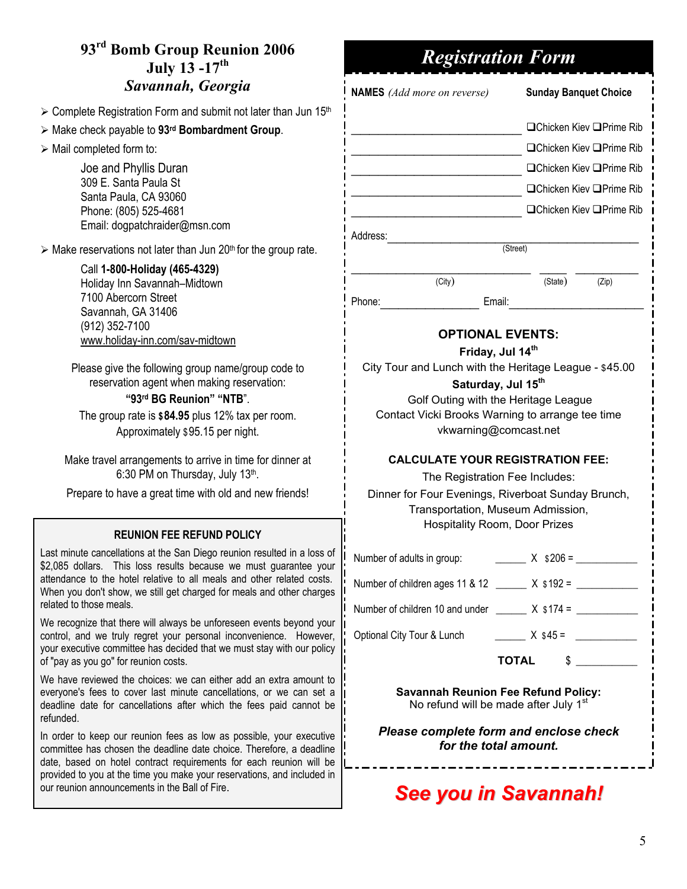# 93rd Bomb Group Reunion 2006
## July 13 -17th
### *Savannah, Georgia*

- Complete Registration Form and submit not later than Jun 15th
- Make check payable to **93rd Bombardment Group**.
- Mail completed form to:

  Joe and Phyllis Duran
  309 E. Santa Paula St
  Santa Paula, CA 93060
  Phone: (805) 525-4681
  Email: dogpatchraider@msn.com

- Make reservations not later than Jun 20th for the group rate.

  Call **1-800-Holiday (465-4329)**
  Holiday Inn Savannah–Midtown
  7100 Abercorn Street
  Savannah, GA 31406
  (912) 352-7100
  www.holiday-inn.com/sav-midtown

Please give the following group name/group code to reservation agent when making reservation:
**"93rd BG Reunion" "NTB"**.
The group rate is **$84.95** plus 12% tax per room. Approximately $95.15 per night.

Make travel arrangements to arrive in time for dinner at 6:30 PM on Thursday, July 13th.

Prepare to have a great time with old and new friends!

### REUNION FEE REFUND POLICY

Last minute cancellations at the San Diego reunion resulted in a loss of $2,085 dollars. This loss results because we must guarantee your attendance to the hotel relative to all meals and other related costs. When you don't show, we still get charged for meals and other charges related to those meals.

We recognize that there will always be unforeseen events beyond your control, and we truly regret your personal inconvenience. However, your executive committee has decided that we must stay with our policy of "pay as you go" for reunion costs.

We have reviewed the choices: we can either add an extra amount to everyone's fees to cover last minute cancellations, or we can set a deadline date for cancellations after which the fees paid cannot be refunded.

In order to keep our reunion fees as low as possible, your executive committee has chosen the deadline date choice. Therefore, a deadline date, based on hotel contract requirements for each reunion will be provided to you at the time you make your reservations, and included in our reunion announcements in the Ball of Fire.

# *Registration Form*

| **NAMES** *(Add more on reverse)* | **Sunday Banquet Choice** |
|---|---|
| ____________________________ | ❑Chicken Kiev ❑Prime Rib |
| ____________________________ | ❑Chicken Kiev ❑Prime Rib |
| ____________________________ | ❑Chicken Kiev ❑Prime Rib |
| ____________________________ | ❑Chicken Kiev ❑Prime Rib |
| ____________________________ | ❑Chicken Kiev ❑Prime Rib |

Address: ____________________________________________ (Street)

______________________________ (City) _____ (State) __________ (Zip)

Phone: ________________ Email: ______________________

### OPTIONAL EVENTS:

**Friday, Jul 14th**
City Tour and Lunch with the Heritage League - $45.00

**Saturday, Jul 15th**
Golf Outing with the Heritage League
Contact Vicki Brooks Warning to arrange tee time
vkwarning@comcast.net

### CALCULATE YOUR REGISTRATION FEE:

The Registration Fee Includes:
Dinner for Four Evenings, Riverboat Sunday Brunch, Transportation, Museum Admission, Hospitality Room, Door Prizes

| | | | |
|---|---|---|---|
| Number of adults in group: | ______ | X $206 = | ___________ |
| Number of children ages 11 & 12 | ______ | X $192 = | ___________ |
| Number of children 10 and under | ______ | X $174 = | ___________ |
| Optional City Tour & Lunch | ______ | X $45 = | ___________ |
| | | **TOTAL** | $ ___________ |

**Savannah Reunion Fee Refund Policy:**
No refund will be made after July 1st

***Please complete form and enclose check for the total amount.***

## ***See you in Savannah!***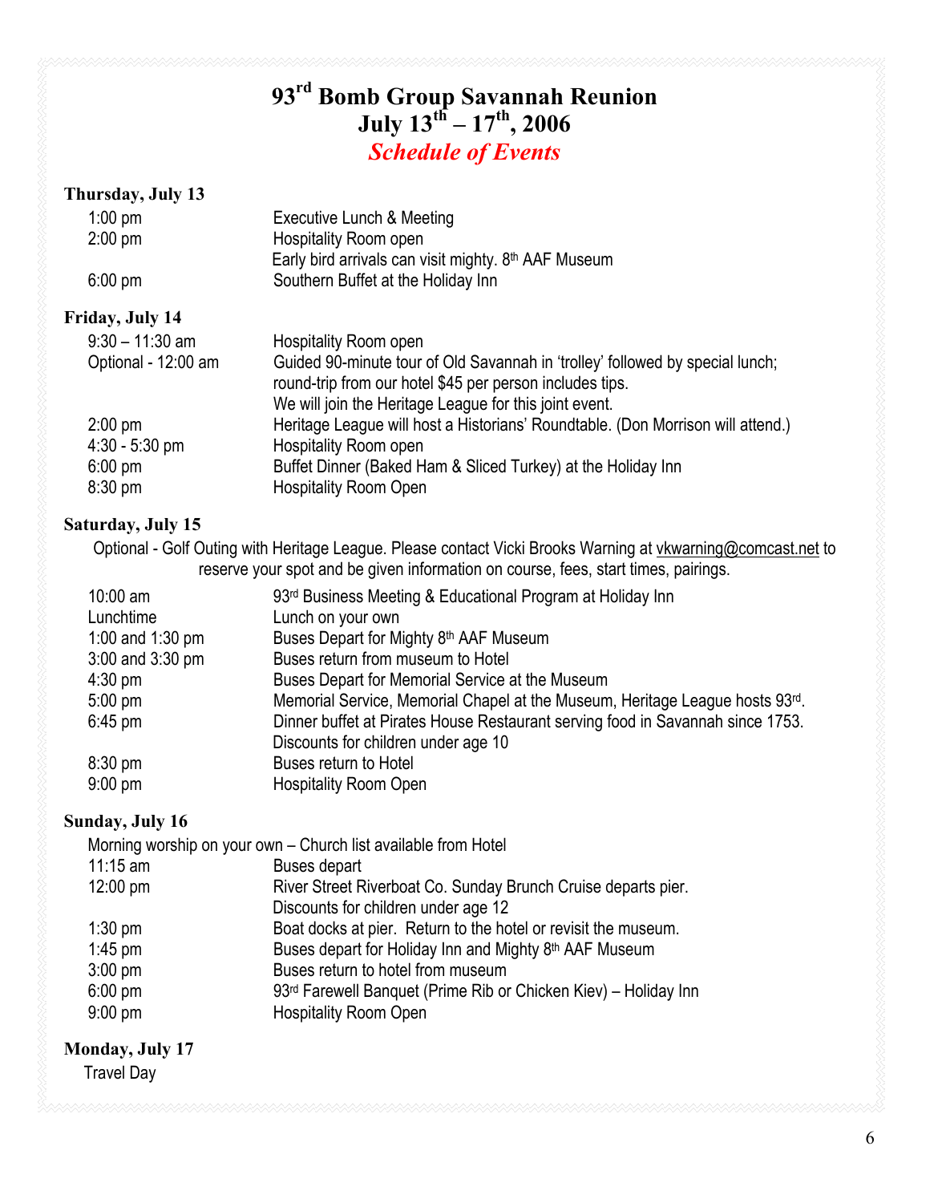# 93rd Bomb Group Savannah Reunion
# July 13th – 17th, 2006
## *Schedule of Events*

**Thursday, July 13**

| | |
|---|---|
| 1:00 pm | Executive Lunch & Meeting |
| 2:00 pm | Hospitality Room open<br>Early bird arrivals can visit mighty. 8th AAF Museum |
| 6:00 pm | Southern Buffet at the Holiday Inn |

**Friday, July 14**

| | |
|---|---|
| 9:30 – 11:30 am | Hospitality Room open |
| Optional - 12:00 am | Guided 90-minute tour of Old Savannah in 'trolley' followed by special lunch; round-trip from our hotel $45 per person includes tips.<br>We will join the Heritage League for this joint event. |
| 2:00 pm | Heritage League will host a Historians' Roundtable. (Don Morrison will attend.) |
| 4:30 - 5:30 pm | Hospitality Room open |
| 6:00 pm | Buffet Dinner (Baked Ham & Sliced Turkey) at the Holiday Inn |
| 8:30 pm | Hospitality Room Open |

**Saturday, July 15**

Optional - Golf Outing with Heritage League. Please contact Vicki Brooks Warning at vkwarning@comcast.net to reserve your spot and be given information on course, fees, start times, pairings.

| | |
|---|---|
| 10:00 am | 93rd Business Meeting & Educational Program at Holiday Inn |
| Lunchtime | Lunch on your own |
| 1:00 and 1:30 pm | Buses Depart for Mighty 8th AAF Museum |
| 3:00 and 3:30 pm | Buses return from museum to Hotel |
| 4:30 pm | Buses Depart for Memorial Service at the Museum |
| 5:00 pm | Memorial Service, Memorial Chapel at the Museum, Heritage League hosts 93rd. |
| 6:45 pm | Dinner buffet at Pirates House Restaurant serving food in Savannah since 1753.<br>Discounts for children under age 10 |
| 8:30 pm | Buses return to Hotel |
| 9:00 pm | Hospitality Room Open |

**Sunday, July 16**

Morning worship on your own – Church list available from Hotel

| | |
|---|---|
| 11:15 am | Buses depart |
| 12:00 pm | River Street Riverboat Co. Sunday Brunch Cruise departs pier.<br>Discounts for children under age 12 |
| 1:30 pm | Boat docks at pier. Return to the hotel or revisit the museum. |
| 1:45 pm | Buses depart for Holiday Inn and Mighty 8th AAF Museum |
| 3:00 pm | Buses return to hotel from museum |
| 6:00 pm | 93rd Farewell Banquet (Prime Rib or Chicken Kiev) – Holiday Inn |
| 9:00 pm | Hospitality Room Open |

**Monday, July 17**

Travel Day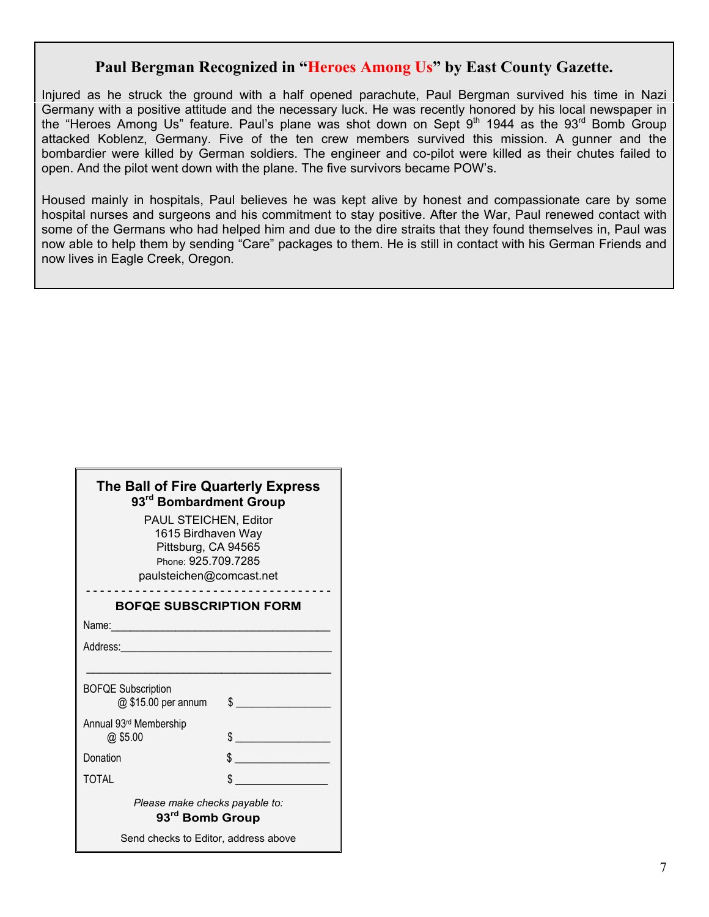## Paul Bergman Recognized in "Heroes Among Us" by East County Gazette.

Injured as he struck the ground with a half opened parachute, Paul Bergman survived his time in Nazi Germany with a positive attitude and the necessary luck. He was recently honored by his local newspaper in the "Heroes Among Us" feature. Paul's plane was shot down on Sept 9th 1944 as the 93rd Bomb Group attacked Koblenz, Germany. Five of the ten crew members survived this mission. A gunner and the bombardier were killed by German soldiers. The engineer and co-pilot were killed as their chutes failed to open. And the pilot went down with the plane. The five survivors became POW's.

Housed mainly in hospitals, Paul believes he was kept alive by honest and compassionate care by some hospital nurses and surgeons and his commitment to stay positive. After the War, Paul renewed contact with some of the Germans who had helped him and due to the dire straits that they found themselves in, Paul was now able to help them by sending "Care" packages to them. He is still in contact with his German Friends and now lives in Eagle Creek, Oregon.

**The Ball of Fire Quarterly Express**
**93rd Bombardment Group**

PAUL STEICHEN, Editor
1615 Birdhaven Way
Pittsburg, CA 94565
Phone: 925.709.7285
paulsteichen@comcast.net

- - - - - - - - - - - - - - - - - - - - - - - - - - - - - - - - - - -

**BOFQE SUBSCRIPTION FORM**

Name:___________________________________

Address:_________________________________

_________________________________________

BOFQE Subscription
@ $15.00 per annum $ ________________

Annual 93rd Membership
@ $5.00 $ ________________

Donation $ ________________

TOTAL $ ________________

*Please make checks payable to:*
**93rd Bomb Group**

Send checks to Editor, address above